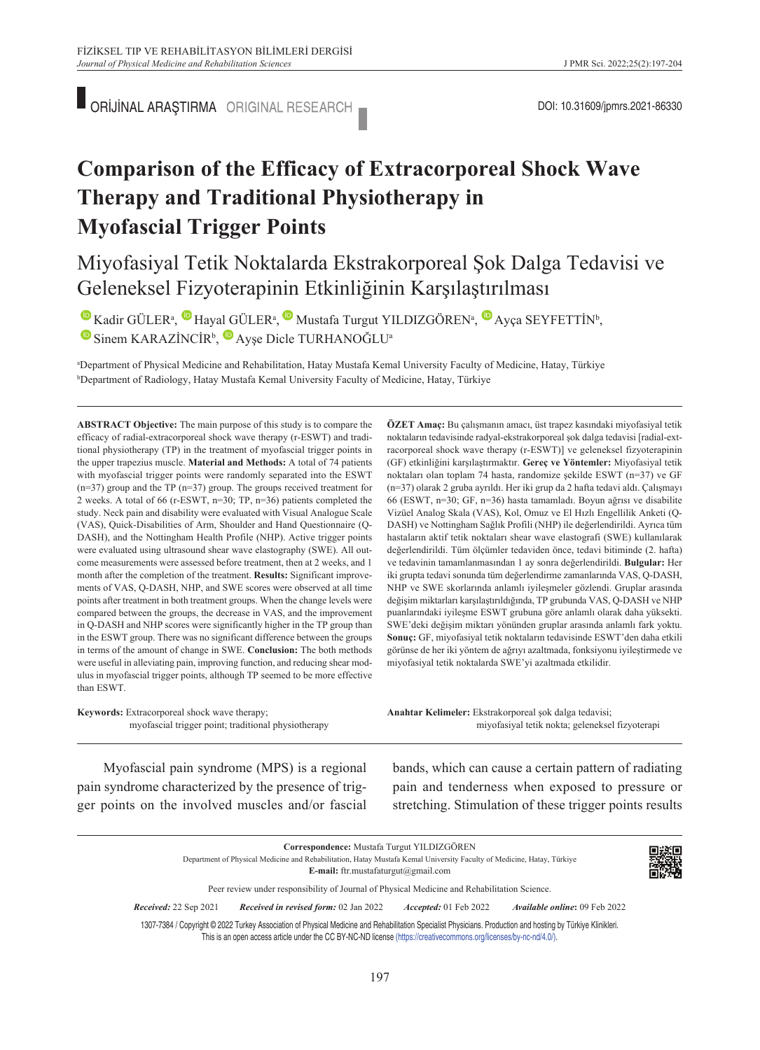ORİJİNAL ARAŞTIRMA ORIGINAL RESEARCH

DOI: 10.31609/jpmrs.2021-86330

# Comparison of the Efficacy of Extracorporeal Shock Wave Therapy and Traditional Physiotherapy in Myofascial Trigger Points

## Miyofasiyal Tetik Noktalarda Ekstrakorporeal Şok Dalga Tedavisi ve Geleneksel Fizyoterapinin Etkinliğinin Karşılaştırılması

Kadir GÜLER[a], Hayal GÜLER[a], Mustafa Turgut YILDIZGÖREN[a], Ayça SEYFETTİN[b], Sinem KARAZİNCİR[b], Ayşe Dicle TURHANOĞLU[a]

[a]Department of Physical Medicine and Rehabilitation, Hatay Mustafa Kemal University Faculty of Medicine, Hatay, Türkiye
[b]Department of Radiology, Hatay Mustafa Kemal University Faculty of Medicine, Hatay, Türkiye

**ABSTRACT Objective:** The main purpose of this study is to compare the efficacy of radial-extracorporeal shock wave therapy (r-ESWT) and traditional physiotherapy (TP) in the treatment of myofascial trigger points in the upper trapezius muscle. **Material and Methods:** A total of 74 patients with myofascial trigger points were randomly separated into the ESWT (n=37) group and the TP (n=37) group. The groups received treatment for 2 weeks. A total of 66 (r-ESWT, n=30; TP, n=36) patients completed the study. Neck pain and disability were evaluated with Visual Analogue Scale (VAS), Quick-Disabilities of Arm, Shoulder and Hand Questionnaire (Q-DASH), and the Nottingham Health Profile (NHP). Active trigger points were evaluated using ultrasound shear wave elastography (SWE). All outcome measurements were assessed before treatment, then at 2 weeks, and 1 month after the completion of the treatment. **Results:** Significant improvements of VAS, Q-DASH, NHP, and SWE scores were observed at all time points after treatment in both treatment groups. When the change levels were compared between the groups, the decrease in VAS, and the improvement in Q-DASH and NHP scores were significantly higher in the TP group than in the ESWT group. There was no significant difference between the groups in terms of the amount of change in SWE. **Conclusion:** The both methods were useful in alleviating pain, improving function, and reducing shear modulus in myofascial trigger points, although TP seemed to be more effective than ESWT.

**Keywords:** Extracorporeal shock wave therapy; myofascial trigger point; traditional physiotherapy

**ÖZET Amaç:** Bu çalışmanın amacı, üst trapez kasındaki miyofasiyal tetik noktaların tedavisinde radyal-ekstrakorporeal şok dalga tedavisi [radial-extracorporeal shock wave therapy (r-ESWT)] ve geleneksel fizyoterapinin (GF) etkinliğini karşılaştırmaktır. **Gereç ve Yöntemler:** Miyofasiyal tetik noktaları olan toplam 74 hasta, randomize şekilde ESWT (n=37) ve GF (n=37) olarak 2 gruba ayrıldı. Her iki grup da 2 hafta tedavi aldı. Çalışmayı 66 (ESWT, n=30; GF, n=36) hasta tamamladı. Boyun ağrısı ve disabilite Vizüel Analog Skala (VAS), Kol, Omuz ve El Hızlı Engellilik Anketi (Q-DASH) ve Nottingham Sağlık Profili (NHP) ile değerlendirildi. Ayrıca tüm hastaların aktif tetik noktaları shear wave elastografi (SWE) kullanılarak değerlendirildi. Tüm ölçümler tedaviden önce, tedavi bitiminde (2. hafta) ve tedavinin tamamlanmasından 1 ay sonra değerlendirildi. **Bulgular:** Her iki grupta tedavi sonunda tüm değerlendirme zamanlarında VAS, Q-DASH, NHP ve SWE skorlarında anlamlı iyileşmeler gözlendi. Gruplar arasında değişim miktarları karşılaştırıldığında, TP grubunda VAS, Q-DASH ve NHP puanlarındaki iyileşme ESWT grubuna göre anlamlı olarak daha yüksekti. SWE'deki değişim miktarı yönünden gruplar arasında anlamlı fark yoktu. **Sonuç:** GF, miyofasiyal tetik noktaların tedavisinde ESWT'den daha etkili görünse de her iki yöntem de ağrıyı azaltmada, fonksiyonu iyileştirmede ve miyofasiyal tetik noktalarda SWE'yi azaltmada etkilidir.

**Anahtar Kelimeler:** Ekstrakorporeal şok dalga tedavisi; miyofasiyal tetik nokta; geleneksel fizyoterapi

Myofascial pain syndrome (MPS) is a regional pain syndrome characterized by the presence of trigger points on the involved muscles and/or fascial bands, which can cause a certain pattern of radiating pain and tenderness when exposed to pressure or stretching. Stimulation of these trigger points results

**Correspondence:** Mustafa Turgut YILDIZGÖREN
Department of Physical Medicine and Rehabilitation, Hatay Mustafa Kemal University Faculty of Medicine, Hatay, Türkiye
**E-mail:** ftr.mustafaturgut@gmail.com

Peer review under responsibility of Journal of Physical Medicine and Rehabilitation Science.

*Received:* 22 Sep 2021 *Received in revised form:* 02 Jan 2022 *Accepted:* 01 Feb 2022 *Available online:* 09 Feb 2022

1307-7384 / Copyright © 2022 Turkey Association of Physical Medicine and Rehabilitation Specialist Physicians. Production and hosting by Türkiye Klinikleri.
This is an open access article under the CC BY-NC-ND license (https://creativecommons.org/licenses/by-nc-nd/4.0/).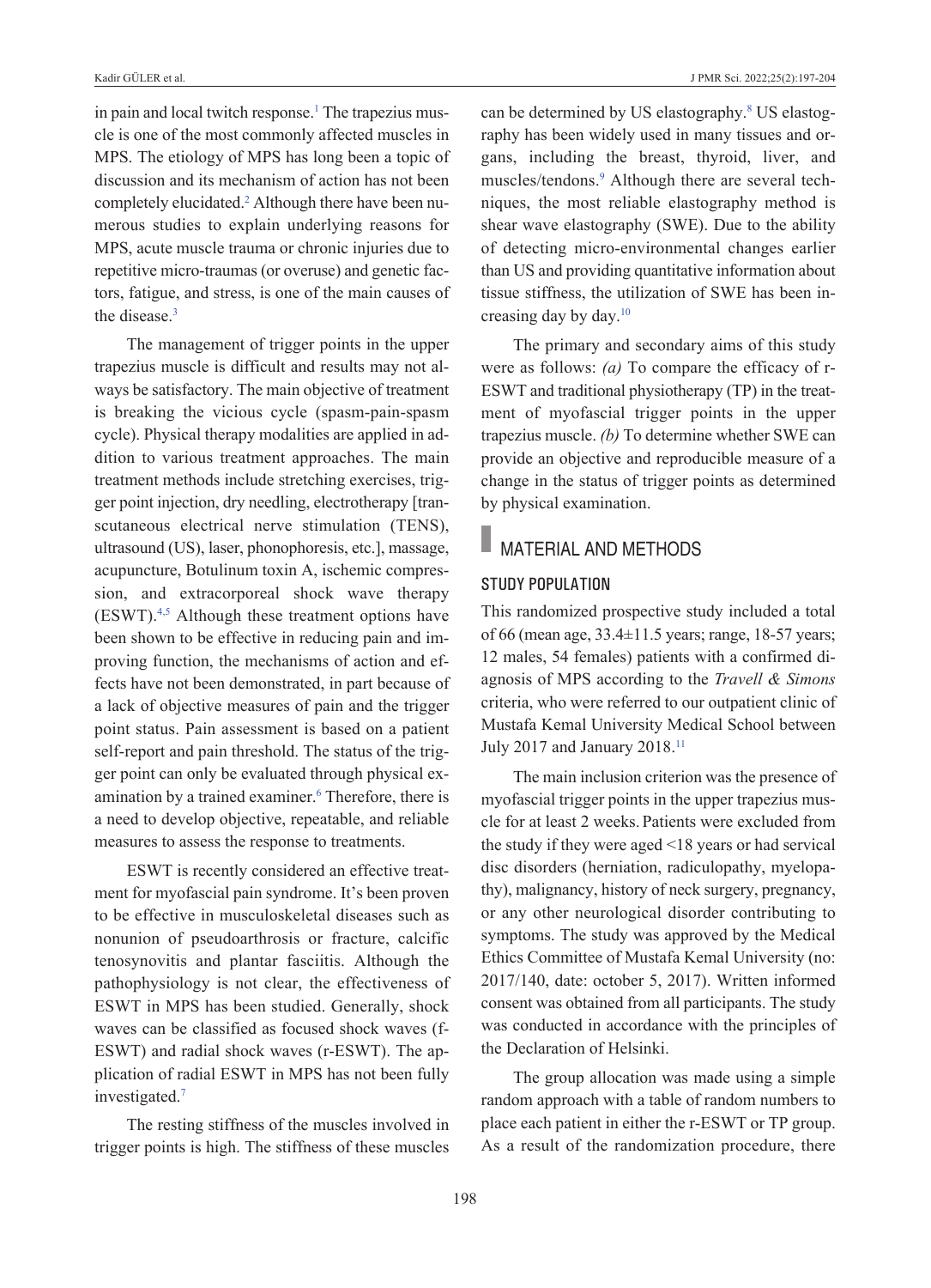in pain and local twitch response.[1] The trapezius muscle is one of the most commonly affected muscles in MPS. The etiology of MPS has long been a topic of discussion and its mechanism of action has not been completely elucidated.[2] Although there have been numerous studies to explain underlying reasons for MPS, acute muscle trauma or chronic injuries due to repetitive micro-traumas (or overuse) and genetic factors, fatigue, and stress, is one of the main causes of the disease.[3]

The management of trigger points in the upper trapezius muscle is difficult and results may not always be satisfactory. The main objective of treatment is breaking the vicious cycle (spasm-pain-spasm cycle). Physical therapy modalities are applied in addition to various treatment approaches. The main treatment methods include stretching exercises, trigger point injection, dry needling, electrotherapy [transcutaneous electrical nerve stimulation (TENS), ultrasound (US), laser, phonophoresis, etc.], massage, acupuncture, Botulinum toxin A, ischemic compression, and extracorporeal shock wave therapy (ESWT).[4,5] Although these treatment options have been shown to be effective in reducing pain and improving function, the mechanisms of action and effects have not been demonstrated, in part because of a lack of objective measures of pain and the trigger point status. Pain assessment is based on a patient self-report and pain threshold. The status of the trigger point can only be evaluated through physical examination by a trained examiner.[6] Therefore, there is a need to develop objective, repeatable, and reliable measures to assess the response to treatments.

ESWT is recently considered an effective treatment for myofascial pain syndrome. It's been proven to be effective in musculoskeletal diseases such as nonunion of pseudoarthrosis or fracture, calcific tenosynovitis and plantar fasciitis. Although the pathophysiology is not clear, the effectiveness of ESWT in MPS has been studied. Generally, shock waves can be classified as focused shock waves (f-ESWT) and radial shock waves (r-ESWT). The application of radial ESWT in MPS has not been fully investigated.[7]

The resting stiffness of the muscles involved in trigger points is high. The stiffness of these muscles can be determined by US elastography.[8] US elastography has been widely used in many tissues and organs, including the breast, thyroid, liver, and muscles/tendons.[9] Although there are several techniques, the most reliable elastography method is shear wave elastography (SWE). Due to the ability of detecting micro-environmental changes earlier than US and providing quantitative information about tissue stiffness, the utilization of SWE has been increasing day by day.[10]

The primary and secondary aims of this study were as follows: *(a)* To compare the efficacy of r-ESWT and traditional physiotherapy (TP) in the treatment of myofascial trigger points in the upper trapezius muscle. *(b)* To determine whether SWE can provide an objective and reproducible measure of a change in the status of trigger points as determined by physical examination.

## MATERIAL AND METHODS

### STUDY POPULATION

This randomized prospective study included a total of 66 (mean age, 33.4±11.5 years; range, 18-57 years; 12 males, 54 females) patients with a confirmed diagnosis of MPS according to the *Travell & Simons* criteria, who were referred to our outpatient clinic of Mustafa Kemal University Medical School between July 2017 and January 2018.[11]

The main inclusion criterion was the presence of myofascial trigger points in the upper trapezius muscle for at least 2 weeks. Patients were excluded from the study if they were aged <18 years or had servical disc disorders (herniation, radiculopathy, myelopathy), malignancy, history of neck surgery, pregnancy, or any other neurological disorder contributing to symptoms. The study was approved by the Medical Ethics Committee of Mustafa Kemal University (no: 2017/140, date: october 5, 2017). Written informed consent was obtained from all participants. The study was conducted in accordance with the principles of the Declaration of Helsinki.

The group allocation was made using a simple random approach with a table of random numbers to place each patient in either the r-ESWT or TP group. As a result of the randomization procedure, there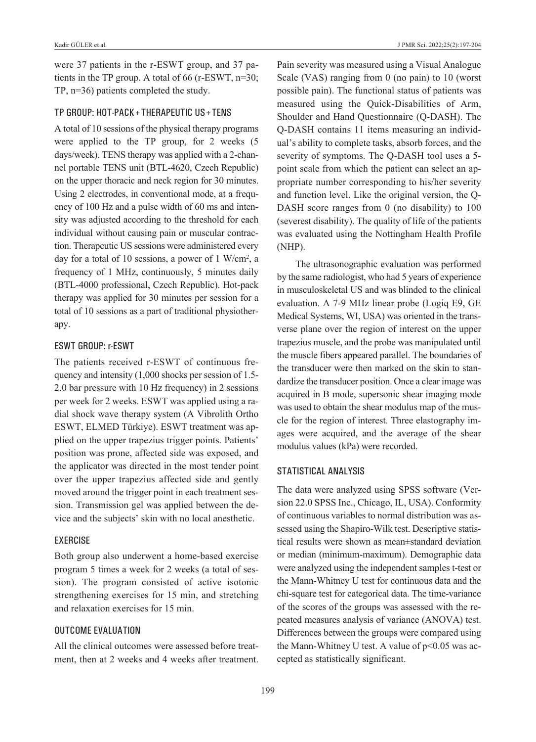were 37 patients in the r-ESWT group, and 37 patients in the TP group. A total of 66 (r-ESWT, n=30; TP, n=36) patients completed the study.

### TP GROUP: HOT-PACK + THERAPEUTIC US + TENS

A total of 10 sessions of the physical therapy programs were applied to the TP group, for 2 weeks (5 days/week). TENS therapy was applied with a 2-channel portable TENS unit (BTL-4620, Czech Republic) on the upper thoracic and neck region for 30 minutes. Using 2 electrodes, in conventional mode, at a frequency of 100 Hz and a pulse width of 60 ms and intensity was adjusted according to the threshold for each individual without causing pain or muscular contraction. Therapeutic US sessions were administered every day for a total of 10 sessions, a power of 1 W/cm$^2$, a frequency of 1 MHz, continuously, 5 minutes daily (BTL-4000 professional, Czech Republic). Hot-pack therapy was applied for 30 minutes per session for a total of 10 sessions as a part of traditional physiotherapy.

### ESWT GROUP: r-ESWT

The patients received r-ESWT of continuous frequency and intensity (1,000 shocks per session of 1.5-2.0 bar pressure with 10 Hz frequency) in 2 sessions per week for 2 weeks. ESWT was applied using a radial shock wave therapy system (A Vibrolith Ortho ESWT, ELMED Türkiye). ESWT treatment was applied on the upper trapezius trigger points. Patients' position was prone, affected side was exposed, and the applicator was directed in the most tender point over the upper trapezius affected side and gently moved around the trigger point in each treatment session. Transmission gel was applied between the device and the subjects' skin with no local anesthetic.

### EXERCISE

Both group also underwent a home-based exercise program 5 times a week for 2 weeks (a total of session). The program consisted of active isotonic strengthening exercises for 15 min, and stretching and relaxation exercises for 15 min.

### OUTCOME EVALUATION

All the clinical outcomes were assessed before treatment, then at 2 weeks and 4 weeks after treatment. Pain severity was measured using a Visual Analogue Scale (VAS) ranging from 0 (no pain) to 10 (worst possible pain). The functional status of patients was measured using the Quick-Disabilities of Arm, Shoulder and Hand Questionnaire (Q-DASH). The Q-DASH contains 11 items measuring an individual's ability to complete tasks, absorb forces, and the severity of symptoms. The Q-DASH tool uses a 5-point scale from which the patient can select an appropriate number corresponding to his/her severity and function level. Like the original version, the Q-DASH score ranges from 0 (no disability) to 100 (severest disability). The quality of life of the patients was evaluated using the Nottingham Health Profile (NHP).

The ultrasonographic evaluation was performed by the same radiologist, who had 5 years of experience in musculoskeletal US and was blinded to the clinical evaluation. A 7-9 MHz linear probe (Logiq E9, GE Medical Systems, WI, USA) was oriented in the transverse plane over the region of interest on the upper trapezius muscle, and the probe was manipulated until the muscle fibers appeared parallel. The boundaries of the transducer were then marked on the skin to standardize the transducer position. Once a clear image was acquired in B mode, supersonic shear imaging mode was used to obtain the shear modulus map of the muscle for the region of interest. Three elastography images were acquired, and the average of the shear modulus values (kPa) were recorded.

### STATISTICAL ANALYSIS

The data were analyzed using SPSS software (Version 22.0 SPSS Inc., Chicago, IL, USA). Conformity of continuous variables to normal distribution was assessed using the Shapiro-Wilk test. Descriptive statistical results were shown as mean±standard deviation or median (minimum-maximum). Demographic data were analyzed using the independent samples t-test or the Mann-Whitney U test for continuous data and the chi-square test for categorical data. The time-variance of the scores of the groups was assessed with the repeated measures analysis of variance (ANOVA) test. Differences between the groups were compared using the Mann-Whitney U test. A value of $p<0.05$ was accepted as statistically significant.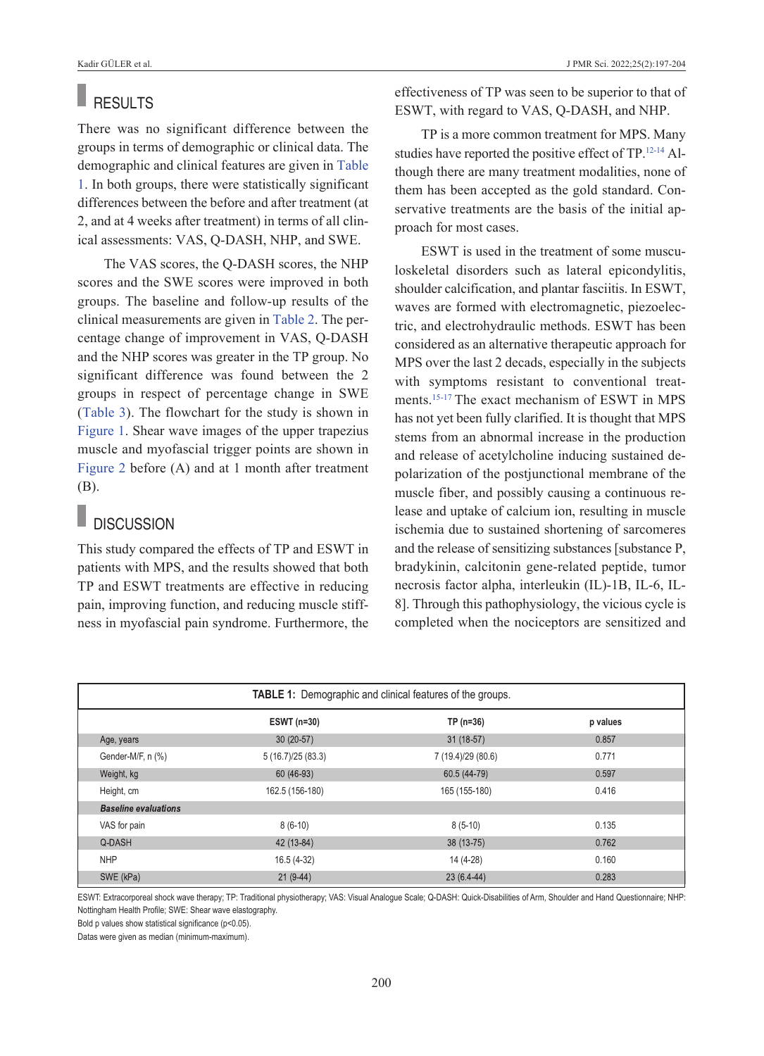## RESULTS

There was no significant difference between the groups in terms of demographic or clinical data. The demographic and clinical features are given in Table 1. In both groups, there were statistically significant differences between the before and after treatment (at 2, and at 4 weeks after treatment) in terms of all clinical assessments: VAS, Q-DASH, NHP, and SWE.

The VAS scores, the Q-DASH scores, the NHP scores and the SWE scores were improved in both groups. The baseline and follow-up results of the clinical measurements are given in Table 2. The percentage change of improvement in VAS, Q-DASH and the NHP scores was greater in the TP group. No significant difference was found between the 2 groups in respect of percentage change in SWE (Table 3). The flowchart for the study is shown in Figure 1. Shear wave images of the upper trapezius muscle and myofascial trigger points are shown in Figure 2 before (A) and at 1 month after treatment (B).

## DISCUSSION

This study compared the effects of TP and ESWT in patients with MPS, and the results showed that both TP and ESWT treatments are effective in reducing pain, improving function, and reducing muscle stiffness in myofascial pain syndrome. Furthermore, the effectiveness of TP was seen to be superior to that of ESWT, with regard to VAS, Q-DASH, and NHP.

TP is a more common treatment for MPS. Many studies have reported the positive effect of TP.[12-14] Although there are many treatment modalities, none of them has been accepted as the gold standard. Conservative treatments are the basis of the initial approach for most cases.

ESWT is used in the treatment of some musculoskeletal disorders such as lateral epicondylitis, shoulder calcification, and plantar fasciitis. In ESWT, waves are formed with electromagnetic, piezoelectric, and electrohydraulic methods. ESWT has been considered as an alternative therapeutic approach for MPS over the last 2 decades, especially in the subjects with symptoms resistant to conventional treatments.[15-17] The exact mechanism of ESWT in MPS has not yet been fully clarified. It is thought that MPS stems from an abnormal increase in the production and release of acetylcholine inducing sustained depolarization of the postjunctional membrane of the muscle fiber, and possibly causing a continuous release and uptake of calcium ion, resulting in muscle ischemia due to sustained shortening of sarcomeres and the release of sensitizing substances [substance P, bradykinin, calcitonin gene-related peptide, tumor necrosis factor alpha, interleukin (IL)-1B, IL-6, IL-8]. Through this pathophysiology, the vicious cycle is completed when the nociceptors are sensitized and

**TABLE 1:** Demographic and clinical features of the groups.

| | ESWT (n=30) | TP (n=36) | p values |
|---|---|---|---|
| Age, years | 30 (20-57) | 31 (18-57) | 0.857 |
| Gender-M/F, n (%) | 5 (16.7)/25 (83.3) | 7 (19.4)/29 (80.6) | 0.771 |
| Weight, kg | 60 (46-93) | 60.5 (44-79) | 0.597 |
| Height, cm | 162.5 (156-180) | 165 (155-180) | 0.416 |
| ***Baseline evaluations*** | | | |
| VAS for pain | 8 (6-10) | 8 (5-10) | 0.135 |
| Q-DASH | 42 (13-84) | 38 (13-75) | 0.762 |
| NHP | 16.5 (4-32) | 14 (4-28) | 0.160 |
| SWE (kPa) | 21 (9-44) | 23 (6.4-44) | 0.283 |

ESWT: Extracorporeal shock wave therapy; TP: Traditional physiotherapy; VAS: Visual Analogue Scale; Q-DASH: Quick-Disabilities of Arm, Shoulder and Hand Questionnaire; NHP: Nottingham Health Profile; SWE: Shear wave elastography.

Bold p values show statistical significance ($p<0.05$).

Datas were given as median (minimum-maximum).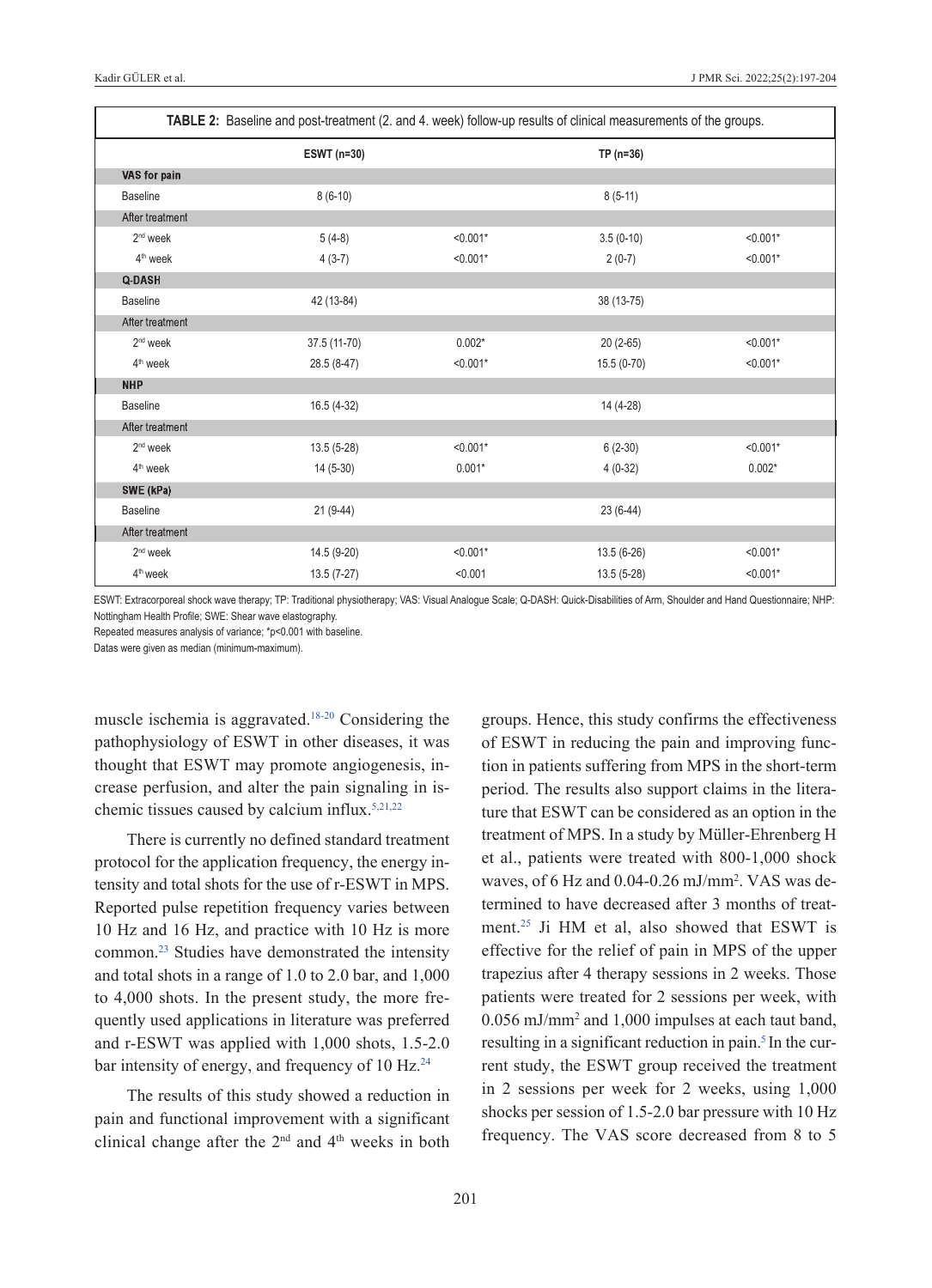**TABLE 2:** Baseline and post-treatment (2. and 4. week) follow-up results of clinical measurements of the groups.

| | ESWT (n=30) | | TP (n=36) | |
|---|---|---|---|---|
| **VAS for pain** | | | | |
| Baseline | 8 (6-10) | | 8 (5-11) | |
| After treatment | | | | |
| 2nd week | 5 (4-8) | <0.001* | 3.5 (0-10) | <0.001* |
| 4th week | 4 (3-7) | <0.001* | 2 (0-7) | <0.001* |
| **Q-DASH** | | | | |
| Baseline | 42 (13-84) | | 38 (13-75) | |
| After treatment | | | | |
| 2nd week | 37.5 (11-70) | 0.002* | 20 (2-65) | <0.001* |
| 4th week | 28.5 (8-47) | <0.001* | 15.5 (0-70) | <0.001* |
| **NHP** | | | | |
| Baseline | 16.5 (4-32) | | 14 (4-28) | |
| After treatment | | | | |
| 2nd week | 13.5 (5-28) | <0.001* | 6 (2-30) | <0.001* |
| 4th week | 14 (5-30) | 0.001* | 4 (0-32) | 0.002* |
| **SWE (kPa)** | | | | |
| Baseline | 21 (9-44) | | 23 (6-44) | |
| After treatment | | | | |
| 2nd week | 14.5 (9-20) | <0.001* | 13.5 (6-26) | <0.001* |
| 4th week | 13.5 (7-27) | <0.001 | 13.5 (5-28) | <0.001* |

ESWT: Extracorporeal shock wave therapy; TP: Traditional physiotherapy; VAS: Visual Analogue Scale; Q-DASH: Quick-Disabilities of Arm, Shoulder and Hand Questionnaire; NHP: Nottingham Health Profile; SWE: Shear wave elastography.
Repeated measures analysis of variance; *p<0.001 with baseline.
Datas were given as median (minimum-maximum).

muscle ischemia is aggravated.[18-20] Considering the pathophysiology of ESWT in other diseases, it was thought that ESWT may promote angiogenesis, increase perfusion, and alter the pain signaling in ischemic tissues caused by calcium influx.[5,21,22]

There is currently no defined standard treatment protocol for the application frequency, the energy intensity and total shots for the use of r-ESWT in MPS. Reported pulse repetition frequency varies between 10 Hz and 16 Hz, and practice with 10 Hz is more common.[23] Studies have demonstrated the intensity and total shots in a range of 1.0 to 2.0 bar, and 1,000 to 4,000 shots. In the present study, the more frequently used applications in literature was preferred and r-ESWT was applied with 1,000 shots, 1.5-2.0 bar intensity of energy, and frequency of 10 Hz.[24]

The results of this study showed a reduction in pain and functional improvement with a significant clinical change after the 2nd and 4th weeks in both groups. Hence, this study confirms the effectiveness of ESWT in reducing the pain and improving function in patients suffering from MPS in the short-term period. The results also support claims in the literature that ESWT can be considered as an option in the treatment of MPS. In a study by Müller-Ehrenberg H et al., patients were treated with 800-1,000 shock waves, of 6 Hz and 0.04-0.26 $mJ/mm^2$. VAS was determined to have decreased after 3 months of treatment.[25] Ji HM et al, also showed that ESWT is effective for the relief of pain in MPS of the upper trapezius after 4 therapy sessions in 2 weeks. Those patients were treated for 2 sessions per week, with 0.056 $mJ/mm^2$ and 1,000 impulses at each taut band, resulting in a significant reduction in pain.[5] In the current study, the ESWT group received the treatment in 2 sessions per week for 2 weeks, using 1,000 shocks per session of 1.5-2.0 bar pressure with 10 Hz frequency. The VAS score decreased from 8 to 5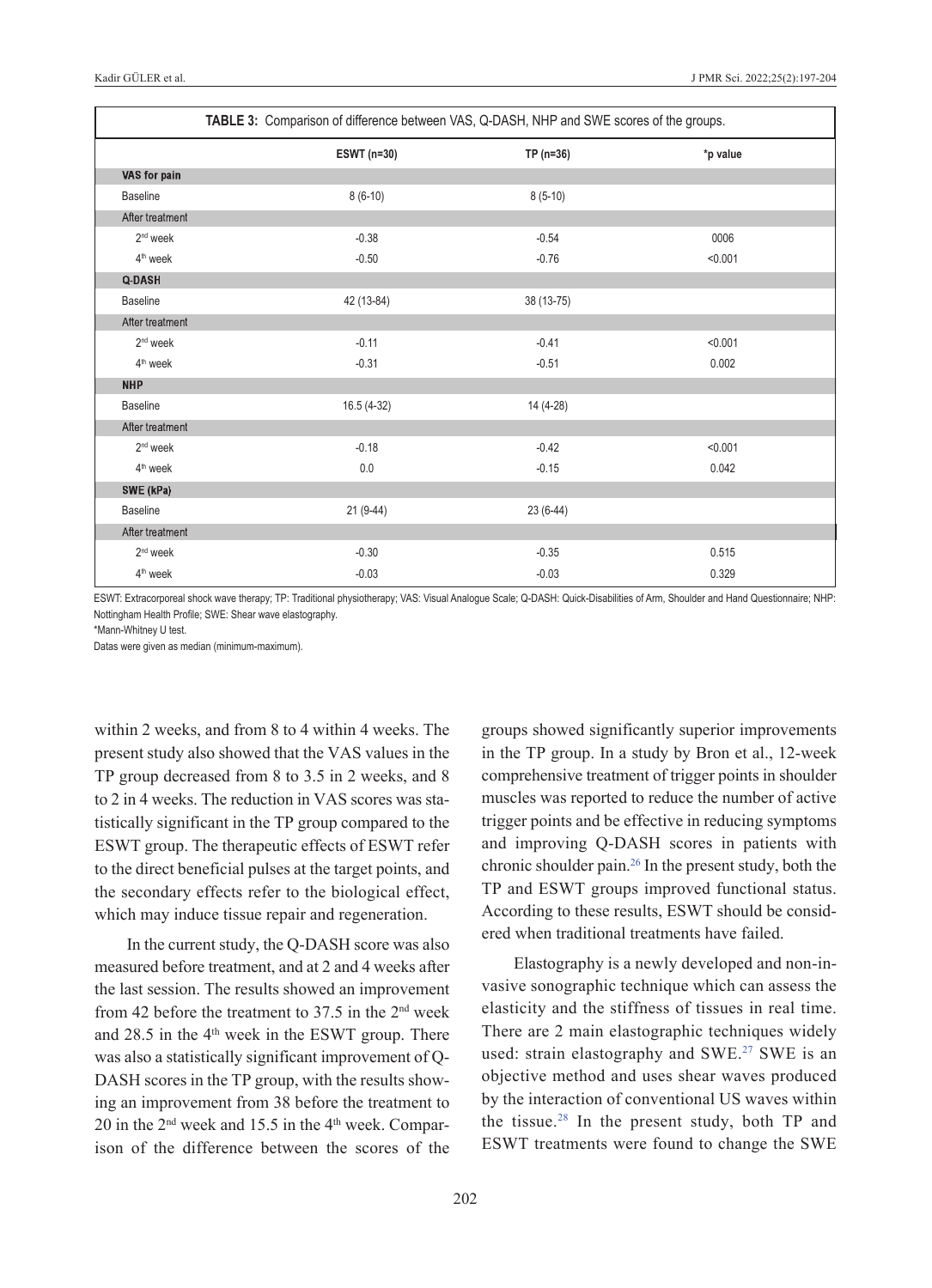**TABLE 3:** Comparison of difference between VAS, Q-DASH, NHP and SWE scores of the groups.

| | ESWT (n=30) | TP (n=36) | *p value |
|---|---|---|---|
| **VAS for pain** | | | |
| Baseline | 8 (6-10) | 8 (5-10) | |
| After treatment | | | |
| 2nd week | -0.38 | -0.54 | 0006 |
| 4th week | -0.50 | -0.76 | <0.001 |
| **Q-DASH** | | | |
| Baseline | 42 (13-84) | 38 (13-75) | |
| After treatment | | | |
| 2nd week | -0.11 | -0.41 | <0.001 |
| 4th week | -0.31 | -0.51 | 0.002 |
| **NHP** | | | |
| Baseline | 16.5 (4-32) | 14 (4-28) | |
| After treatment | | | |
| 2nd week | -0.18 | -0.42 | <0.001 |
| 4th week | 0.0 | -0.15 | 0.042 |
| **SWE (kPa)** | | | |
| Baseline | 21 (9-44) | 23 (6-44) | |
| After treatment | | | |
| 2nd week | -0.30 | -0.35 | 0.515 |
| 4th week | -0.03 | -0.03 | 0.329 |

ESWT: Extracorporeal shock wave therapy; TP: Traditional physiotherapy; VAS: Visual Analogue Scale; Q-DASH: Quick-Disabilities of Arm, Shoulder and Hand Questionnaire; NHP: Nottingham Health Profile; SWE: Shear wave elastography.
*Mann-Whitney U test.
Datas were given as median (minimum-maximum).

within 2 weeks, and from 8 to 4 within 4 weeks. The present study also showed that the VAS values in the TP group decreased from 8 to 3.5 in 2 weeks, and 8 to 2 in 4 weeks. The reduction in VAS scores was statistically significant in the TP group compared to the ESWT group. The therapeutic effects of ESWT refer to the direct beneficial pulses at the target points, and the secondary effects refer to the biological effect, which may induce tissue repair and regeneration.

In the current study, the Q-DASH score was also measured before treatment, and at 2 and 4 weeks after the last session. The results showed an improvement from 42 before the treatment to 37.5 in the 2nd week and 28.5 in the 4th week in the ESWT group. There was also a statistically significant improvement of Q-DASH scores in the TP group, with the results showing an improvement from 38 before the treatment to 20 in the 2nd week and 15.5 in the 4th week. Comparison of the difference between the scores of the groups showed significantly superior improvements in the TP group. In a study by Bron et al., 12-week comprehensive treatment of trigger points in shoulder muscles was reported to reduce the number of active trigger points and be effective in reducing symptoms and improving Q-DASH scores in patients with chronic shoulder pain.[26] In the present study, both the TP and ESWT groups improved functional status. According to these results, ESWT should be considered when traditional treatments have failed.

Elastography is a newly developed and non-invasive sonographic technique which can assess the elasticity and the stiffness of tissues in real time. There are 2 main elastographic techniques widely used: strain elastography and SWE.[27] SWE is an objective method and uses shear waves produced by the interaction of conventional US waves within the tissue.[28] In the present study, both TP and ESWT treatments were found to change the SWE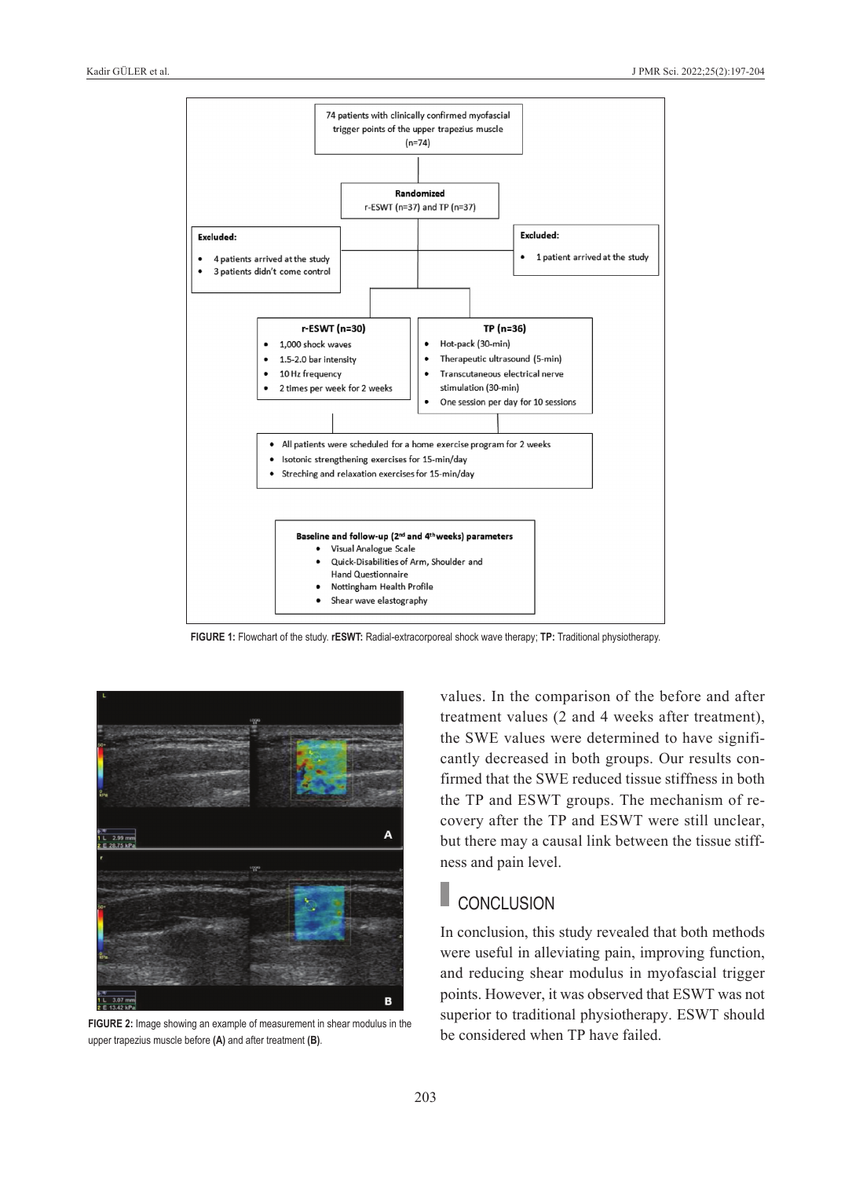74 patients with clinically confirmed myofascial trigger points of the upper trapezius muscle (n=74)

**Randomized**
r-ESWT (n=37) and TP (n=37)

**Excluded:**
- 4 patients arrived at the study
- 3 patients didn't come control

**Excluded:**
- 1 patient arrived at the study

**r-ESWT (n=30)**
- 1,000 shock waves
- 1.5-2.0 bar intensity
- 10 Hz frequency
- 2 times per week for 2 weeks

**TP (n=36)**
- Hot-pack (30-min)
- Therapeutic ultrasound (5-min)
- Transcutaneous electrical nerve stimulation (30-min)
- One session per day for 10 sessions

- All patients were scheduled for a home exercise program for 2 weeks
- Isotonic strengthening exercises for 15-min/day
- Streching and relaxation exercises for 15-min/day

**Baseline and follow-up (2nd and 4th weeks) parameters**
- Visual Analogue Scale
- Quick-Disabilities of Arm, Shoulder and Hand Questionnaire
- Nottingham Health Profile
- Shear wave elastography

**FIGURE 1:** Flowchart of the study. **rESWT:** Radial-extracorporeal shock wave therapy; **TP:** Traditional physiotherapy.

**FIGURE 2:** Image showing an example of measurement in shear modulus in the upper trapezius muscle before **(A)** and after treatment **(B)**.

values. In the comparison of the before and after treatment values (2 and 4 weeks after treatment), the SWE values were determined to have significantly decreased in both groups. Our results confirmed that the SWE reduced tissue stiffness in both the TP and ESWT groups. The mechanism of recovery after the TP and ESWT were still unclear, but there may a causal link between the tissue stiffness and pain level.

## CONCLUSION

In conclusion, this study revealed that both methods were useful in alleviating pain, improving function, and reducing shear modulus in myofascial trigger points. However, it was observed that ESWT was not superior to traditional physiotherapy. ESWT should be considered when TP have failed.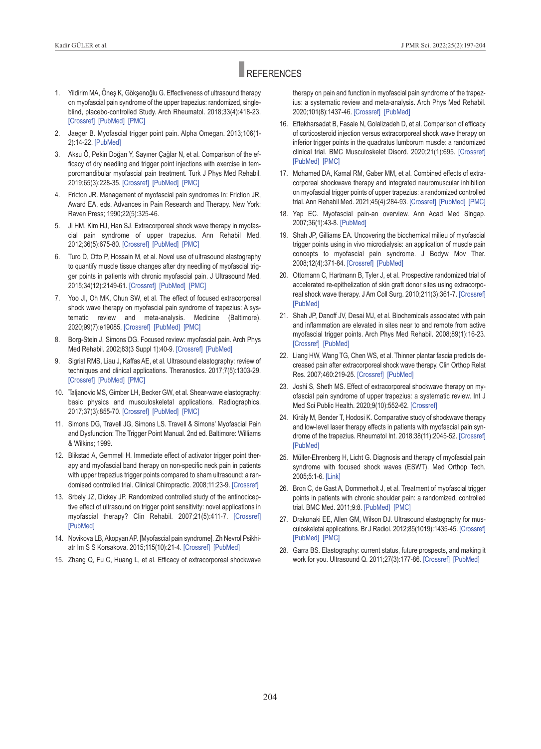# REFERENCES

1. Yildirim MA, Öneş K, Gökşenoğlu G. Effectiveness of ultrasound therapy on myofascial pain syndrome of the upper trapezius: randomized, single-blind, placebo-controlled Study. Arch Rheumatol. 2018;33(4):418-23. [Crossref] [PubMed] [PMC]
2. Jaeger B. Myofascial trigger point pain. Alpha Omegan. 2013;106(1-2):14-22. [PubMed]
3. Aksu Ö, Pekin Doğan Y, Sayıner Çağlar N, et al. Comparison of the efficacy of dry needling and trigger point injections with exercise in temporomandibular myofascial pain treatment. Turk J Phys Med Rehabil. 2019;65(3):228-35. [Crossref] [PubMed] [PMC]
4. Fricton JR. Management of myofascial pain syndromes In: Friction JR, Award EA, eds. Advances in Pain Research and Therapy. New York: Raven Press; 1990;22(5):325-46.
5. Ji HM, Kim HJ, Han SJ. Extracorporeal shock wave therapy in myofascial pain syndrome of upper trapezius. Ann Rehabil Med. 2012;36(5):675-80. [Crossref] [PubMed] [PMC]
6. Turo D, Otto P, Hossain M, et al. Novel use of ultrasound elastography to quantify muscle tissue changes after dry needling of myofascial trigger points in patients with chronic myofascial pain. J Ultrasound Med. 2015;34(12):2149-61. [Crossref] [PubMed] [PMC]
7. Yoo JI, Oh MK, Chun SW, et al. The effect of focused extracorporeal shock wave therapy on myofascial pain syndrome of trapezius: A systematic review and meta-analysis. Medicine (Baltimore). 2020;99(7):e19085. [Crossref] [PubMed] [PMC]
8. Borg-Stein J, Simons DG. Focused review: myofascial pain. Arch Phys Med Rehabil. 2002;83(3 Suppl 1):40-9. [Crossref] [PubMed]
9. Sigrist RMS, Liau J, Kaffas AE, et al. Ultrasound elastography: review of techniques and clinical applications. Theranostics. 2017;7(5):1303-29. [Crossref] [PubMed] [PMC]
10. Taljanovic MS, Gimber LH, Becker GW, et al. Shear-wave elastography: basic physics and musculoskeletal applications. Radiographics. 2017;37(3):855-70. [Crossref] [PubMed] [PMC]
11. Simons DG, Travell JG, Simons LS. Travell & Simons' Myofascial Pain and Dysfunction: The Trigger Point Manual. 2nd ed. Baltimore: Williams & Wilkins; 1999.
12. Blikstad A, Gemmell H. Immediate effect of activator trigger point therapy and myofascial band therapy on non-specific neck pain in patients with upper trapezius trigger points compared to sham ultrasound: a randomised controlled trial. Clinical Chiropractic. 2008;11:23-9. [Crossref]
13. Srbely JZ, Dickey JP. Randomized controlled study of the antinociceptive effect of ultrasound on trigger point sensitivity: novel applications in myofascial therapy? Clin Rehabil. 2007;21(5):411-7. [Crossref] [PubMed]
14. Novikova LB, Akopyan AP. [Myofascial pain syndrome]. Zh Nevrol Psikhiatr Im S S Korsakova. 2015;115(10):21-4. [Crossref] [PubMed]
15. Zhang Q, Fu C, Huang L, et al. Efficacy of extracorporeal shockwave therapy on pain and function in myofascial pain syndrome of the trapezius: a systematic review and meta-analysis. Arch Phys Med Rehabil. 2020;101(8):1437-46. [Crossref] [PubMed]
16. Eftekharsadat B, Fasaie N, Golalizadeh D, et al. Comparison of efficacy of corticosteroid injection versus extracorporeal shock wave therapy on inferior trigger points in the quadratus lumborum muscle: a randomized clinical trial. BMC Musculoskelet Disord. 2020;21(1):695. [Crossref] [PubMed] [PMC]
17. Mohamed DA, Kamal RM, Gaber MM, et al. Combined effects of extracorporeal shockwave therapy and integrated neuromuscular inhibition on myofascial trigger points of upper trapezius: a randomized controlled trial. Ann Rehabil Med. 2021;45(4):284-93. [Crossref] [PubMed] [PMC]
18. Yap EC. Myofascial pain-an overview. Ann Acad Med Singap. 2007;36(1):43-8. [PubMed]
19. Shah JP, Gilliams EA. Uncovering the biochemical milieu of myofascial trigger points using in vivo microdialysis: an application of muscle pain concepts to myofascial pain syndrome. J Bodyw Mov Ther. 2008;12(4):371-84. [Crossref] [PubMed]
20. Ottomann C, Hartmann B, Tyler J, et al. Prospective randomized trial of accelerated re-epithelization of skin graft donor sites using extracorporeal shock wave therapy. J Am Coll Surg. 2010;211(3):361-7. [Crossref] [PubMed]
21. Shah JP, Danoff JV, Desai MJ, et al. Biochemicals associated with pain and inflammation are elevated in sites near to and remote from active myofascial trigger points. Arch Phys Med Rehabil. 2008;89(1):16-23. [Crossref] [PubMed]
22. Liang HW, Wang TG, Chen WS, et al. Thinner plantar fascia predicts decreased pain after extracorporeal shock wave therapy. Clin Orthop Relat Res. 2007;460:219-25. [Crossref] [PubMed]
23. Joshi S, Sheth MS. Effect of extracorporeal shockwave therapy on myofascial pain syndrome of upper trapezius: a systematic review. Int J Med Sci Public Health. 2020;9(10):552-62. [Crossref]
24. Király M, Bender T, Hodosi K. Comparative study of shockwave therapy and low-level laser therapy effects in patients with myofascial pain syndrome of the trapezius. Rheumatol Int. 2018;38(11):2045-52. [Crossref] [PubMed]
25. Müller-Ehrenberg H, Licht G. Diagnosis and therapy of myofascial pain syndrome with focused shock waves (ESWT). Med Orthop Tech. 2005;5:1-6. [Link]
26. Bron C, de Gast A, Dommerholt J, et al. Treatment of myofascial trigger points in patients with chronic shoulder pain: a randomized, controlled trial. BMC Med. 2011;9:8. [PubMed] [PMC]
27. Drakonaki EE, Allen GM, Wilson DJ. Ultrasound elastography for musculoskeletal applications. Br J Radiol. 2012;85(1019):1435-45. [Crossref] [PubMed] [PMC]
28. Garra BS. Elastography: current status, future prospects, and making it work for you. Ultrasound Q. 2011;27(3):177-86. [Crossref] [PubMed]